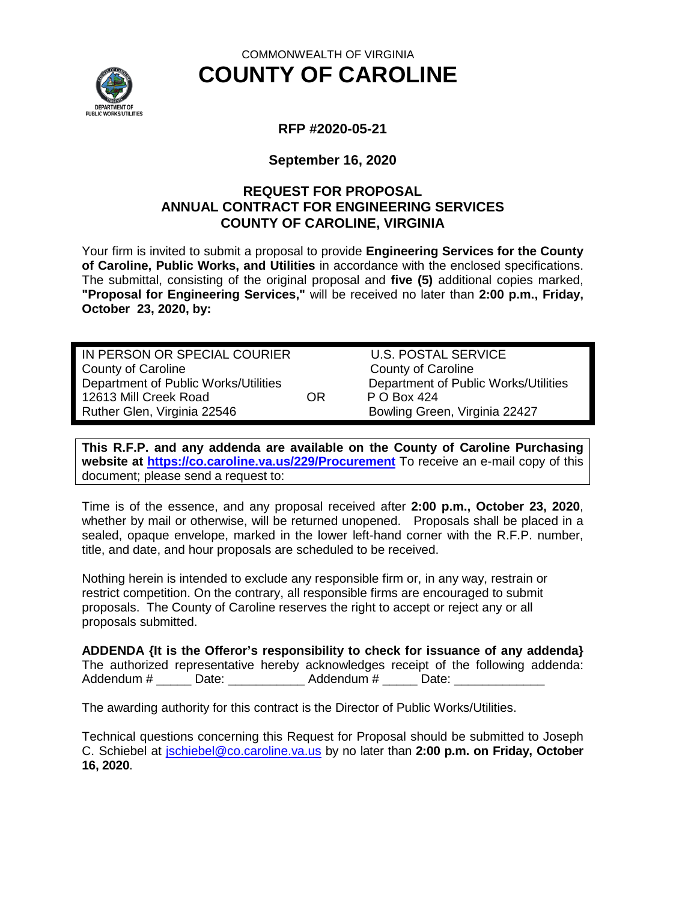COMMONWEALTH OF VIRGINIA

# COUNTY OF CAROLINE

DEPARTMENT OF PUBLIC WORKS/UTILITIES

**RFP #2020-05-21**

**September 16, 2020**

## REQUEST FOR PROPOSAL
## ANNUAL CONTRACT FOR ENGINEERING SERVICES
## COUNTY OF CAROLINE, VIRGINIA

Your firm is invited to submit a proposal to provide **Engineering Services for the County of Caroline, Public Works, and Utilities** in accordance with the enclosed specifications. The submittal, consisting of the original proposal and **five (5)** additional copies marked, **"Proposal for Engineering Services,"** will be received no later than **2:00 p.m., Friday, October 23, 2020, by:**

| IN PERSON OR SPECIAL COURIER | | U.S. POSTAL SERVICE |
|---|---|---|
| County of Caroline | | County of Caroline |
| Department of Public Works/Utilities | | Department of Public Works/Utilities |
| 12613 Mill Creek Road | OR | P O Box 424 |
| Ruther Glen, Virginia 22546 | | Bowling Green, Virginia 22427 |

**This R.F.P. and any addenda are available on the County of Caroline Purchasing website at https://co.caroline.va.us/229/Procurement** To receive an e-mail copy of this document; please send a request to:

Time is of the essence, and any proposal received after **2:00 p.m., October 23, 2020**, whether by mail or otherwise, will be returned unopened. Proposals shall be placed in a sealed, opaque envelope, marked in the lower left-hand corner with the R.F.P. number, title, and date, and hour proposals are scheduled to be received.

Nothing herein is intended to exclude any responsible firm or, in any way, restrain or restrict competition. On the contrary, all responsible firms are encouraged to submit proposals. The County of Caroline reserves the right to accept or reject any or all proposals submitted.

**ADDENDA {It is the Offeror's responsibility to check for issuance of any addenda}**
The authorized representative hereby acknowledges receipt of the following addenda:
Addendum # _____ Date: ___________ Addendum # _____ Date: _____________

The awarding authority for this contract is the Director of Public Works/Utilities.

Technical questions concerning this Request for Proposal should be submitted to Joseph C. Schiebel at jschiebel@co.caroline.va.us by no later than **2:00 p.m. on Friday, October 16, 2020**.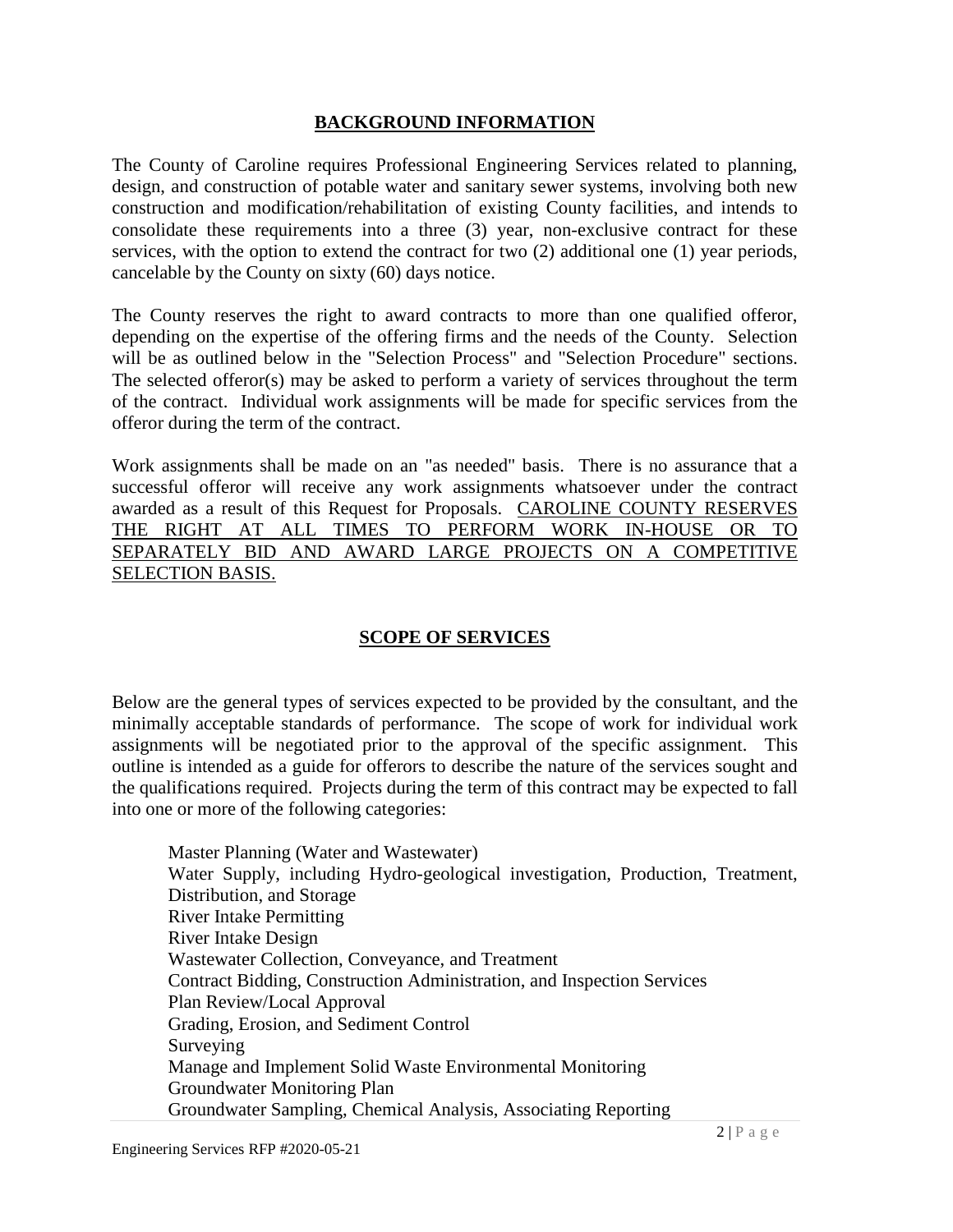## BACKGROUND INFORMATION

The County of Caroline requires Professional Engineering Services related to planning, design, and construction of potable water and sanitary sewer systems, involving both new construction and modification/rehabilitation of existing County facilities, and intends to consolidate these requirements into a three (3) year, non-exclusive contract for these services, with the option to extend the contract for two (2) additional one (1) year periods, cancelable by the County on sixty (60) days notice.

The County reserves the right to award contracts to more than one qualified offeror, depending on the expertise of the offering firms and the needs of the County. Selection will be as outlined below in the "Selection Process" and "Selection Procedure" sections. The selected offeror(s) may be asked to perform a variety of services throughout the term of the contract. Individual work assignments will be made for specific services from the offeror during the term of the contract.

Work assignments shall be made on an "as needed" basis. There is no assurance that a successful offeror will receive any work assignments whatsoever under the contract awarded as a result of this Request for Proposals. <u>CAROLINE COUNTY RESERVES THE RIGHT AT ALL TIMES TO PERFORM WORK IN-HOUSE OR TO SEPARATELY BID AND AWARD LARGE PROJECTS ON A COMPETITIVE SELECTION BASIS.</u>

## SCOPE OF SERVICES

Below are the general types of services expected to be provided by the consultant, and the minimally acceptable standards of performance. The scope of work for individual work assignments will be negotiated prior to the approval of the specific assignment. This outline is intended as a guide for offerors to describe the nature of the services sought and the qualifications required. Projects during the term of this contract may be expected to fall into one or more of the following categories:

- Master Planning (Water and Wastewater)
- Water Supply, including Hydro-geological investigation, Production, Treatment, Distribution, and Storage
- River Intake Permitting
- River Intake Design
- Wastewater Collection, Conveyance, and Treatment
- Contract Bidding, Construction Administration, and Inspection Services
- Plan Review/Local Approval
- Grading, Erosion, and Sediment Control
- Surveying
- Manage and Implement Solid Waste Environmental Monitoring
- Groundwater Monitoring Plan
- Groundwater Sampling, Chemical Analysis, Associating Reporting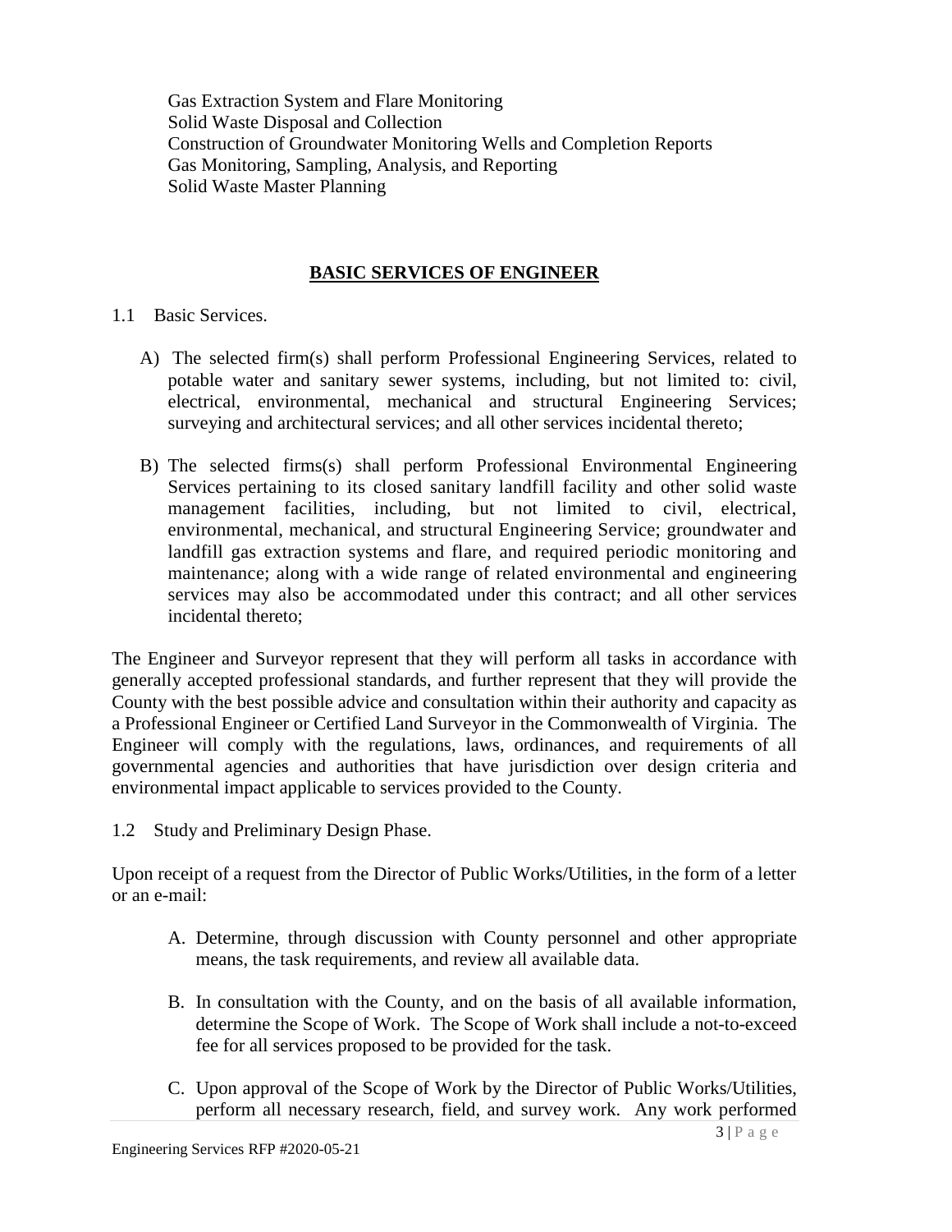Gas Extraction System and Flare Monitoring
Solid Waste Disposal and Collection
Construction of Groundwater Monitoring Wells and Completion Reports
Gas Monitoring, Sampling, Analysis, and Reporting
Solid Waste Master Planning

## **BASIC SERVICES OF ENGINEER**

1.1 Basic Services.

A) The selected firm(s) shall perform Professional Engineering Services, related to potable water and sanitary sewer systems, including, but not limited to: civil, electrical, environmental, mechanical and structural Engineering Services; surveying and architectural services; and all other services incidental thereto;

B) The selected firms(s) shall perform Professional Environmental Engineering Services pertaining to its closed sanitary landfill facility and other solid waste management facilities, including, but not limited to civil, electrical, environmental, mechanical, and structural Engineering Service; groundwater and landfill gas extraction systems and flare, and required periodic monitoring and maintenance; along with a wide range of related environmental and engineering services may also be accommodated under this contract; and all other services incidental thereto;

The Engineer and Surveyor represent that they will perform all tasks in accordance with generally accepted professional standards, and further represent that they will provide the County with the best possible advice and consultation within their authority and capacity as a Professional Engineer or Certified Land Surveyor in the Commonwealth of Virginia. The Engineer will comply with the regulations, laws, ordinances, and requirements of all governmental agencies and authorities that have jurisdiction over design criteria and environmental impact applicable to services provided to the County.

1.2 Study and Preliminary Design Phase.

Upon receipt of a request from the Director of Public Works/Utilities, in the form of a letter or an e-mail:

A. Determine, through discussion with County personnel and other appropriate means, the task requirements, and review all available data.

B. In consultation with the County, and on the basis of all available information, determine the Scope of Work. The Scope of Work shall include a not-to-exceed fee for all services proposed to be provided for the task.

C. Upon approval of the Scope of Work by the Director of Public Works/Utilities, perform all necessary research, field, and survey work. Any work performed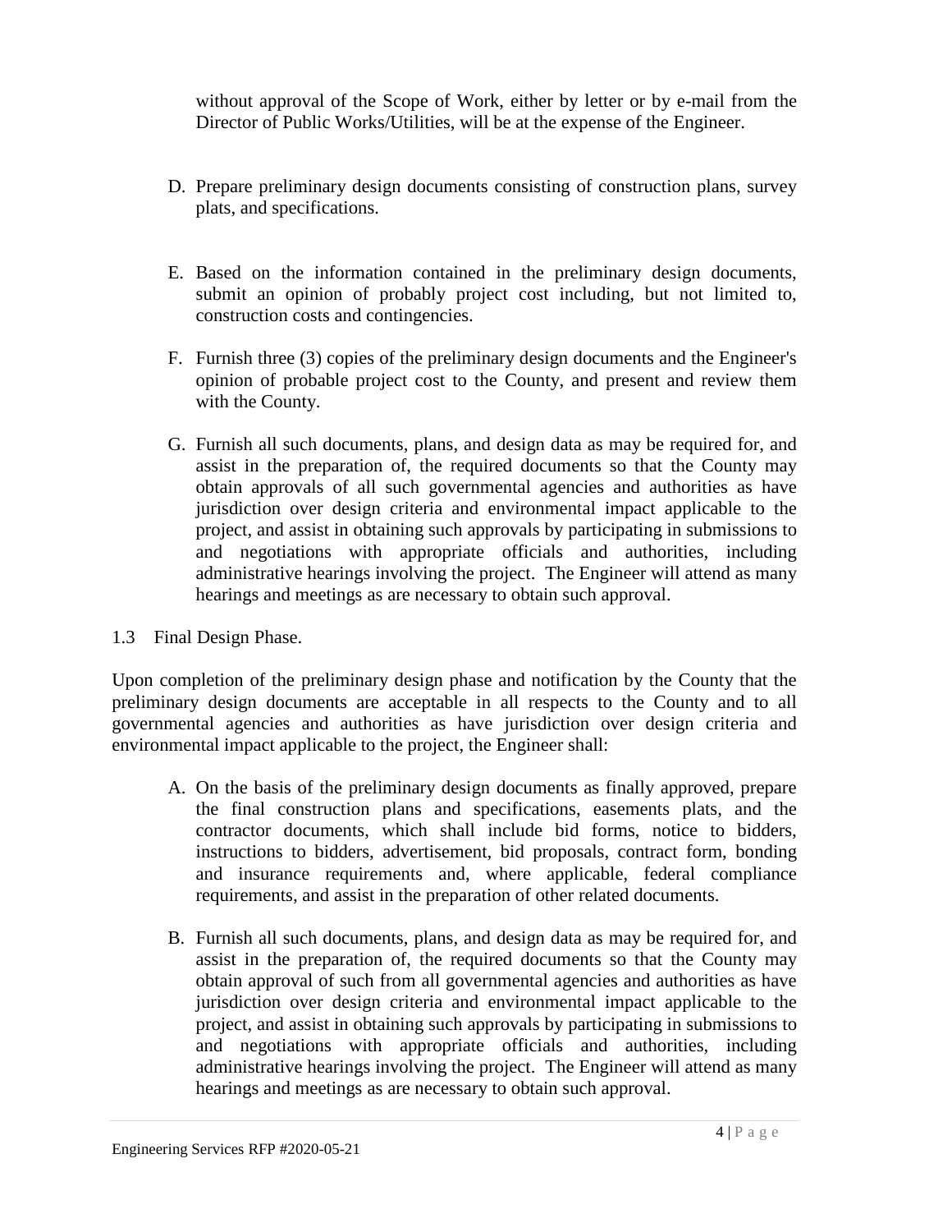without approval of the Scope of Work, either by letter or by e-mail from the Director of Public Works/Utilities, will be at the expense of the Engineer.

D. Prepare preliminary design documents consisting of construction plans, survey plats, and specifications.

E. Based on the information contained in the preliminary design documents, submit an opinion of probably project cost including, but not limited to, construction costs and contingencies.

F. Furnish three (3) copies of the preliminary design documents and the Engineer's opinion of probable project cost to the County, and present and review them with the County.

G. Furnish all such documents, plans, and design data as may be required for, and assist in the preparation of, the required documents so that the County may obtain approvals of all such governmental agencies and authorities as have jurisdiction over design criteria and environmental impact applicable to the project, and assist in obtaining such approvals by participating in submissions to and negotiations with appropriate officials and authorities, including administrative hearings involving the project. The Engineer will attend as many hearings and meetings as are necessary to obtain such approval.

1.3 Final Design Phase.

Upon completion of the preliminary design phase and notification by the County that the preliminary design documents are acceptable in all respects to the County and to all governmental agencies and authorities as have jurisdiction over design criteria and environmental impact applicable to the project, the Engineer shall:

A. On the basis of the preliminary design documents as finally approved, prepare the final construction plans and specifications, easements plats, and the contractor documents, which shall include bid forms, notice to bidders, instructions to bidders, advertisement, bid proposals, contract form, bonding and insurance requirements and, where applicable, federal compliance requirements, and assist in the preparation of other related documents.

B. Furnish all such documents, plans, and design data as may be required for, and assist in the preparation of, the required documents so that the County may obtain approval of such from all governmental agencies and authorities as have jurisdiction over design criteria and environmental impact applicable to the project, and assist in obtaining such approvals by participating in submissions to and negotiations with appropriate officials and authorities, including administrative hearings involving the project. The Engineer will attend as many hearings and meetings as are necessary to obtain such approval.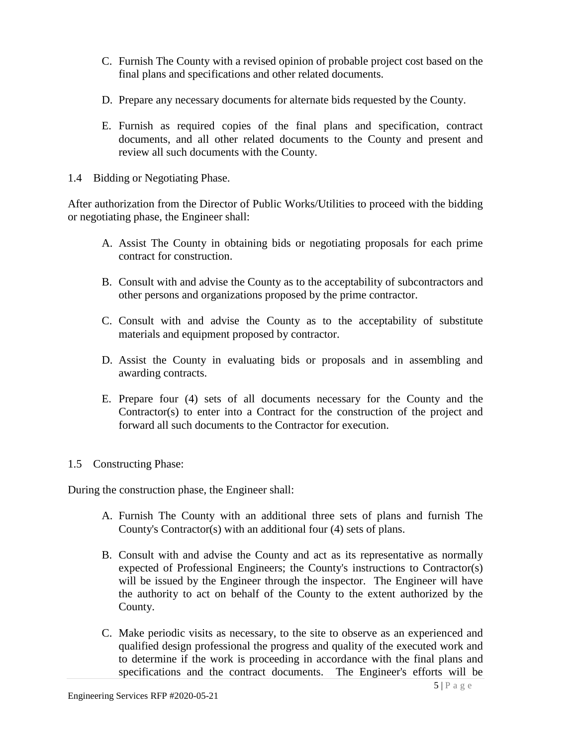C. Furnish The County with a revised opinion of probable project cost based on the final plans and specifications and other related documents.

D. Prepare any necessary documents for alternate bids requested by the County.

E. Furnish as required copies of the final plans and specification, contract documents, and all other related documents to the County and present and review all such documents with the County.

1.4 Bidding or Negotiating Phase.

After authorization from the Director of Public Works/Utilities to proceed with the bidding or negotiating phase, the Engineer shall:

A. Assist The County in obtaining bids or negotiating proposals for each prime contract for construction.

B. Consult with and advise the County as to the acceptability of subcontractors and other persons and organizations proposed by the prime contractor.

C. Consult with and advise the County as to the acceptability of substitute materials and equipment proposed by contractor.

D. Assist the County in evaluating bids or proposals and in assembling and awarding contracts.

E. Prepare four (4) sets of all documents necessary for the County and the Contractor(s) to enter into a Contract for the construction of the project and forward all such documents to the Contractor for execution.

1.5 Constructing Phase:

During the construction phase, the Engineer shall:

A. Furnish The County with an additional three sets of plans and furnish The County's Contractor(s) with an additional four (4) sets of plans.

B. Consult with and advise the County and act as its representative as normally expected of Professional Engineers; the County's instructions to Contractor(s) will be issued by the Engineer through the inspector. The Engineer will have the authority to act on behalf of the County to the extent authorized by the County.

C. Make periodic visits as necessary, to the site to observe as an experienced and qualified design professional the progress and quality of the executed work and to determine if the work is proceeding in accordance with the final plans and specifications and the contract documents. The Engineer's efforts will be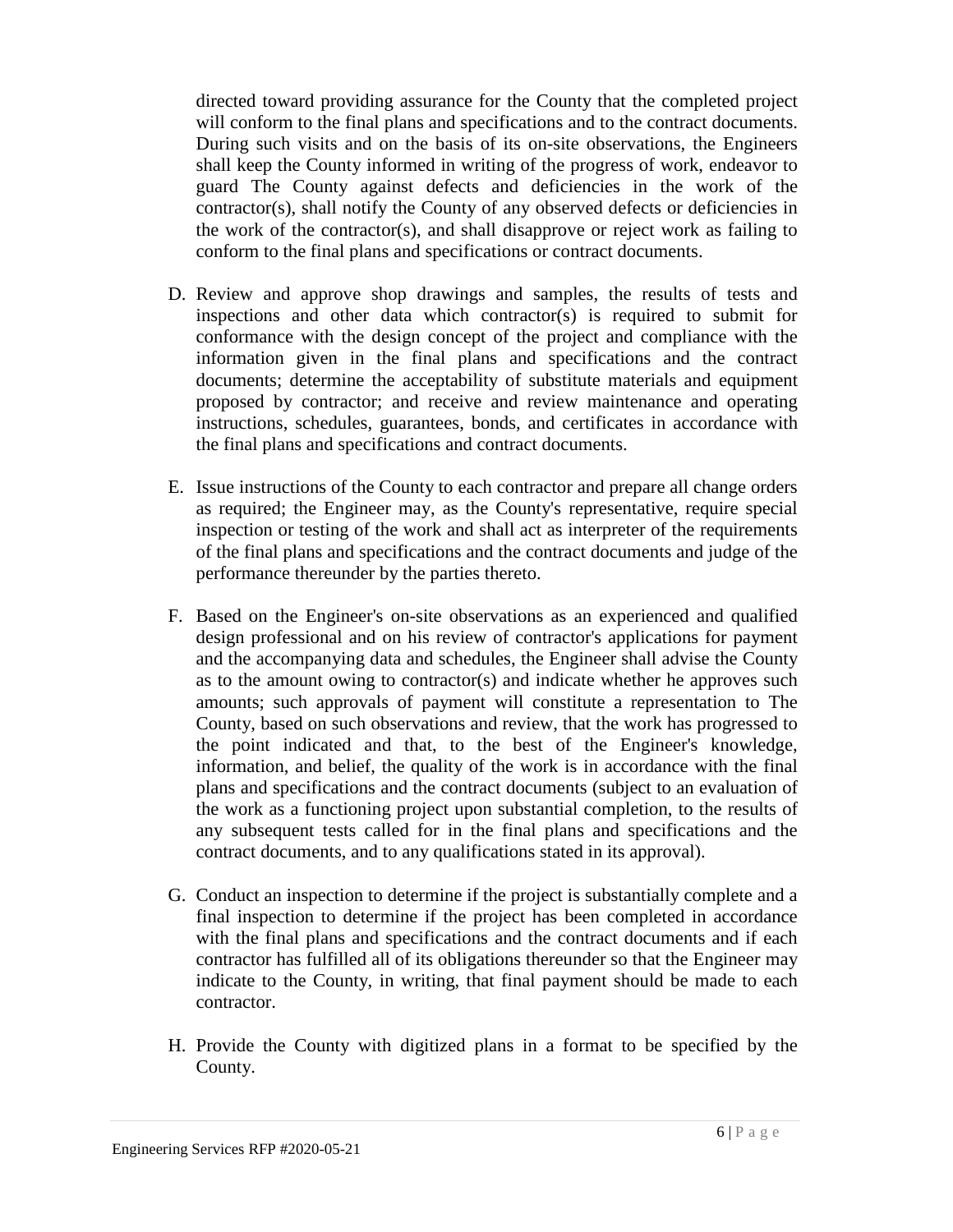directed toward providing assurance for the County that the completed project will conform to the final plans and specifications and to the contract documents. During such visits and on the basis of its on-site observations, the Engineers shall keep the County informed in writing of the progress of work, endeavor to guard The County against defects and deficiencies in the work of the contractor(s), shall notify the County of any observed defects or deficiencies in the work of the contractor(s), and shall disapprove or reject work as failing to conform to the final plans and specifications or contract documents.

D. Review and approve shop drawings and samples, the results of tests and inspections and other data which contractor(s) is required to submit for conformance with the design concept of the project and compliance with the information given in the final plans and specifications and the contract documents; determine the acceptability of substitute materials and equipment proposed by contractor; and receive and review maintenance and operating instructions, schedules, guarantees, bonds, and certificates in accordance with the final plans and specifications and contract documents.

E. Issue instructions of the County to each contractor and prepare all change orders as required; the Engineer may, as the County's representative, require special inspection or testing of the work and shall act as interpreter of the requirements of the final plans and specifications and the contract documents and judge of the performance thereunder by the parties thereto.

F. Based on the Engineer's on-site observations as an experienced and qualified design professional and on his review of contractor's applications for payment and the accompanying data and schedules, the Engineer shall advise the County as to the amount owing to contractor(s) and indicate whether he approves such amounts; such approvals of payment will constitute a representation to The County, based on such observations and review, that the work has progressed to the point indicated and that, to the best of the Engineer's knowledge, information, and belief, the quality of the work is in accordance with the final plans and specifications and the contract documents (subject to an evaluation of the work as a functioning project upon substantial completion, to the results of any subsequent tests called for in the final plans and specifications and the contract documents, and to any qualifications stated in its approval).

G. Conduct an inspection to determine if the project is substantially complete and a final inspection to determine if the project has been completed in accordance with the final plans and specifications and the contract documents and if each contractor has fulfilled all of its obligations thereunder so that the Engineer may indicate to the County, in writing, that final payment should be made to each contractor.

H. Provide the County with digitized plans in a format to be specified by the County.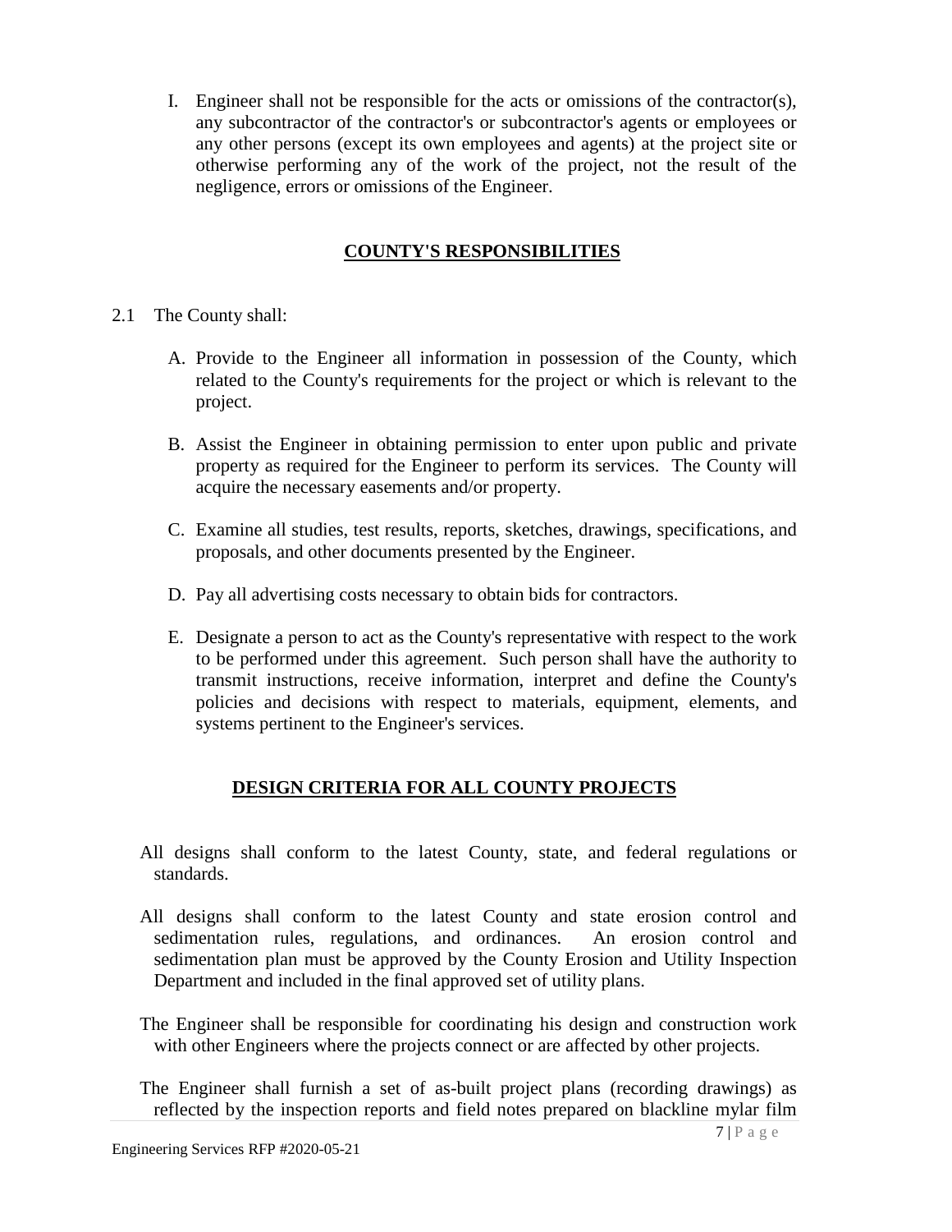I. Engineer shall not be responsible for the acts or omissions of the contractor(s), any subcontractor of the contractor's or subcontractor's agents or employees or any other persons (except its own employees and agents) at the project site or otherwise performing any of the work of the project, not the result of the negligence, errors or omissions of the Engineer.

## COUNTY'S RESPONSIBILITIES

2.1 The County shall:

A. Provide to the Engineer all information in possession of the County, which related to the County's requirements for the project or which is relevant to the project.

B. Assist the Engineer in obtaining permission to enter upon public and private property as required for the Engineer to perform its services. The County will acquire the necessary easements and/or property.

C. Examine all studies, test results, reports, sketches, drawings, specifications, and proposals, and other documents presented by the Engineer.

D. Pay all advertising costs necessary to obtain bids for contractors.

E. Designate a person to act as the County's representative with respect to the work to be performed under this agreement. Such person shall have the authority to transmit instructions, receive information, interpret and define the County's policies and decisions with respect to materials, equipment, elements, and systems pertinent to the Engineer's services.

## DESIGN CRITERIA FOR ALL COUNTY PROJECTS

All designs shall conform to the latest County, state, and federal regulations or standards.

All designs shall conform to the latest County and state erosion control and sedimentation rules, regulations, and ordinances. An erosion control and sedimentation plan must be approved by the County Erosion and Utility Inspection Department and included in the final approved set of utility plans.

The Engineer shall be responsible for coordinating his design and construction work with other Engineers where the projects connect or are affected by other projects.

The Engineer shall furnish a set of as-built project plans (recording drawings) as reflected by the inspection reports and field notes prepared on blackline mylar film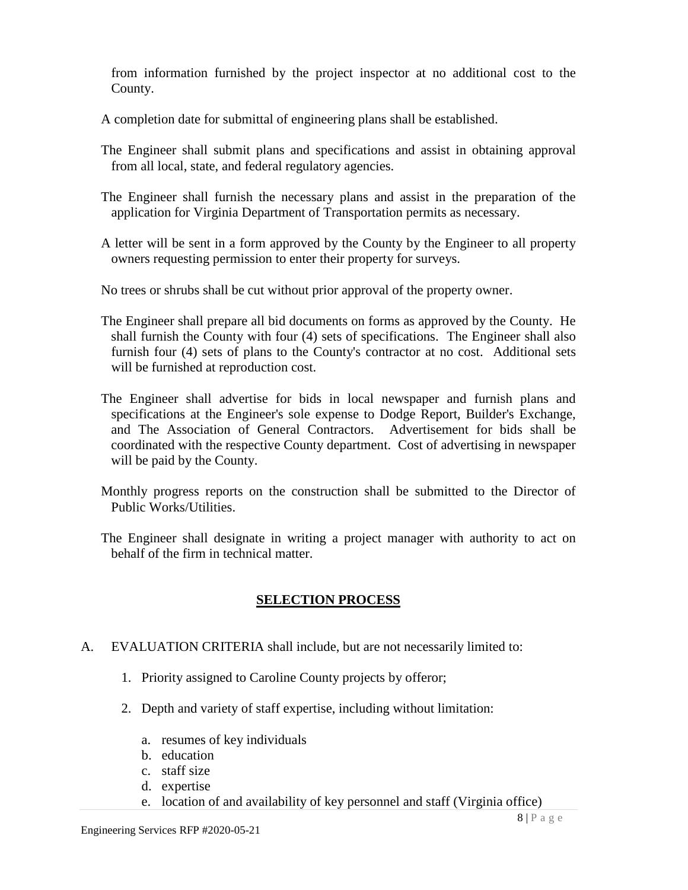from information furnished by the project inspector at no additional cost to the County.

A completion date for submittal of engineering plans shall be established.

The Engineer shall submit plans and specifications and assist in obtaining approval from all local, state, and federal regulatory agencies.

The Engineer shall furnish the necessary plans and assist in the preparation of the application for Virginia Department of Transportation permits as necessary.

A letter will be sent in a form approved by the County by the Engineer to all property owners requesting permission to enter their property for surveys.

No trees or shrubs shall be cut without prior approval of the property owner.

The Engineer shall prepare all bid documents on forms as approved by the County. He shall furnish the County with four (4) sets of specifications. The Engineer shall also furnish four (4) sets of plans to the County's contractor at no cost. Additional sets will be furnished at reproduction cost.

The Engineer shall advertise for bids in local newspaper and furnish plans and specifications at the Engineer's sole expense to Dodge Report, Builder's Exchange, and The Association of General Contractors. Advertisement for bids shall be coordinated with the respective County department. Cost of advertising in newspaper will be paid by the County.

Monthly progress reports on the construction shall be submitted to the Director of Public Works/Utilities.

The Engineer shall designate in writing a project manager with authority to act on behalf of the firm in technical matter.

## SELECTION PROCESS

A. EVALUATION CRITERIA shall include, but are not necessarily limited to:

1. Priority assigned to Caroline County projects by offeror;
2. Depth and variety of staff expertise, including without limitation:
   a. resumes of key individuals
   b. education
   c. staff size
   d. expertise
   e. location of and availability of key personnel and staff (Virginia office)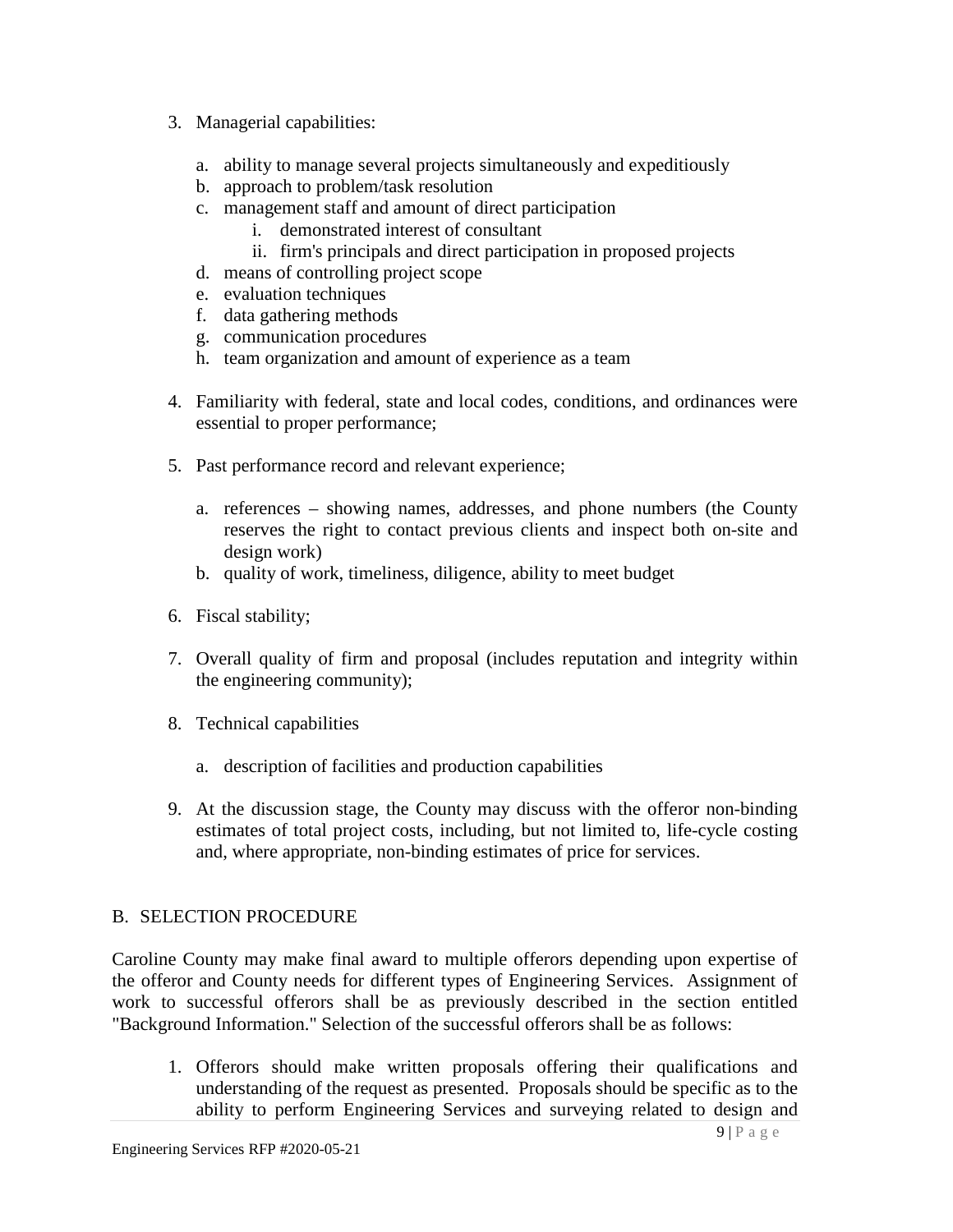3. Managerial capabilities:

    a. ability to manage several projects simultaneously and expeditiously
    b. approach to problem/task resolution
    c. management staff and amount of direct participation
        i. demonstrated interest of consultant
        ii. firm's principals and direct participation in proposed projects
    d. means of controlling project scope
    e. evaluation techniques
    f. data gathering methods
    g. communication procedures
    h. team organization and amount of experience as a team

4. Familiarity with federal, state and local codes, conditions, and ordinances were essential to proper performance;

5. Past performance record and relevant experience;

    a. references – showing names, addresses, and phone numbers (the County reserves the right to contact previous clients and inspect both on-site and design work)
    b. quality of work, timeliness, diligence, ability to meet budget

6. Fiscal stability;

7. Overall quality of firm and proposal (includes reputation and integrity within the engineering community);

8. Technical capabilities

    a. description of facilities and production capabilities

9. At the discussion stage, the County may discuss with the offeror non-binding estimates of total project costs, including, but not limited to, life-cycle costing and, where appropriate, non-binding estimates of price for services.

## B. SELECTION PROCEDURE

Caroline County may make final award to multiple offerors depending upon expertise of the offeror and County needs for different types of Engineering Services. Assignment of work to successful offerors shall be as previously described in the section entitled "Background Information." Selection of the successful offerors shall be as follows:

1. Offerors should make written proposals offering their qualifications and understanding of the request as presented. Proposals should be specific as to the ability to perform Engineering Services and surveying related to design and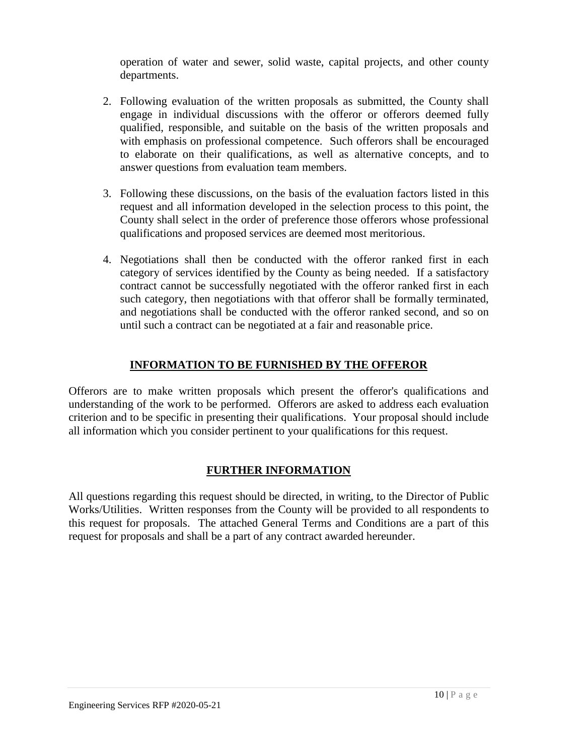operation of water and sewer, solid waste, capital projects, and other county departments.

2. Following evaluation of the written proposals as submitted, the County shall engage in individual discussions with the offeror or offerors deemed fully qualified, responsible, and suitable on the basis of the written proposals and with emphasis on professional competence. Such offerors shall be encouraged to elaborate on their qualifications, as well as alternative concepts, and to answer questions from evaluation team members.

3. Following these discussions, on the basis of the evaluation factors listed in this request and all information developed in the selection process to this point, the County shall select in the order of preference those offerors whose professional qualifications and proposed services are deemed most meritorious.

4. Negotiations shall then be conducted with the offeror ranked first in each category of services identified by the County as being needed. If a satisfactory contract cannot be successfully negotiated with the offeror ranked first in each such category, then negotiations with that offeror shall be formally terminated, and negotiations shall be conducted with the offeror ranked second, and so on until such a contract can be negotiated at a fair and reasonable price.

## INFORMATION TO BE FURNISHED BY THE OFFEROR

Offerors are to make written proposals which present the offeror's qualifications and understanding of the work to be performed. Offerors are asked to address each evaluation criterion and to be specific in presenting their qualifications. Your proposal should include all information which you consider pertinent to your qualifications for this request.

## FURTHER INFORMATION

All questions regarding this request should be directed, in writing, to the Director of Public Works/Utilities. Written responses from the County will be provided to all respondents to this request for proposals. The attached General Terms and Conditions are a part of this request for proposals and shall be a part of any contract awarded hereunder.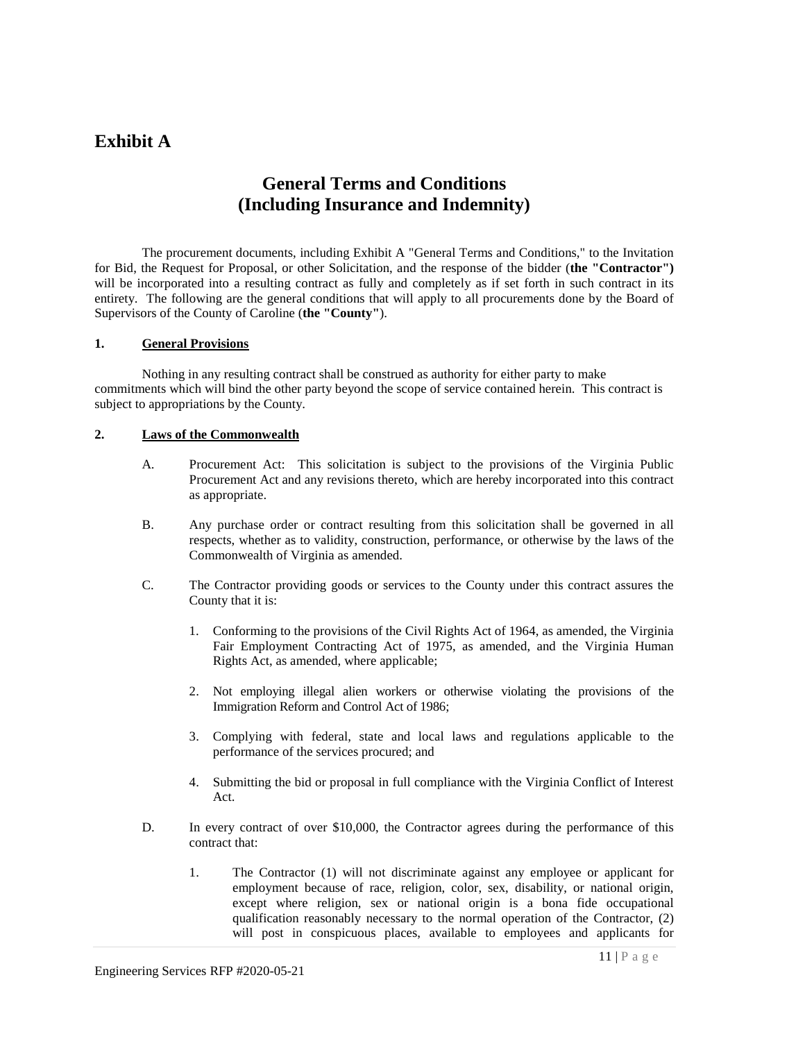# Exhibit A

## General Terms and Conditions (Including Insurance and Indemnity)

The procurement documents, including Exhibit A "General Terms and Conditions," to the Invitation for Bid, the Request for Proposal, or other Solicitation, and the response of the bidder (**the "Contractor")** will be incorporated into a resulting contract as fully and completely as if set forth in such contract in its entirety. The following are the general conditions that will apply to all procurements done by the Board of Supervisors of the County of Caroline (**the "County"**).

**1. General Provisions**

Nothing in any resulting contract shall be construed as authority for either party to make commitments which will bind the other party beyond the scope of service contained herein. This contract is subject to appropriations by the County.

**2. Laws of the Commonwealth**

A. Procurement Act: This solicitation is subject to the provisions of the Virginia Public Procurement Act and any revisions thereto, which are hereby incorporated into this contract as appropriate.

B. Any purchase order or contract resulting from this solicitation shall be governed in all respects, whether as to validity, construction, performance, or otherwise by the laws of the Commonwealth of Virginia as amended.

C. The Contractor providing goods or services to the County under this contract assures the County that it is:

1. Conforming to the provisions of the Civil Rights Act of 1964, as amended, the Virginia Fair Employment Contracting Act of 1975, as amended, and the Virginia Human Rights Act, as amended, where applicable;
2. Not employing illegal alien workers or otherwise violating the provisions of the Immigration Reform and Control Act of 1986;
3. Complying with federal, state and local laws and regulations applicable to the performance of the services procured; and
4. Submitting the bid or proposal in full compliance with the Virginia Conflict of Interest Act.

D. In every contract of over $10,000, the Contractor agrees during the performance of this contract that:

1. The Contractor (1) will not discriminate against any employee or applicant for employment because of race, religion, color, sex, disability, or national origin, except where religion, sex or national origin is a bona fide occupational qualification reasonably necessary to the normal operation of the Contractor, (2) will post in conspicuous places, available to employees and applicants for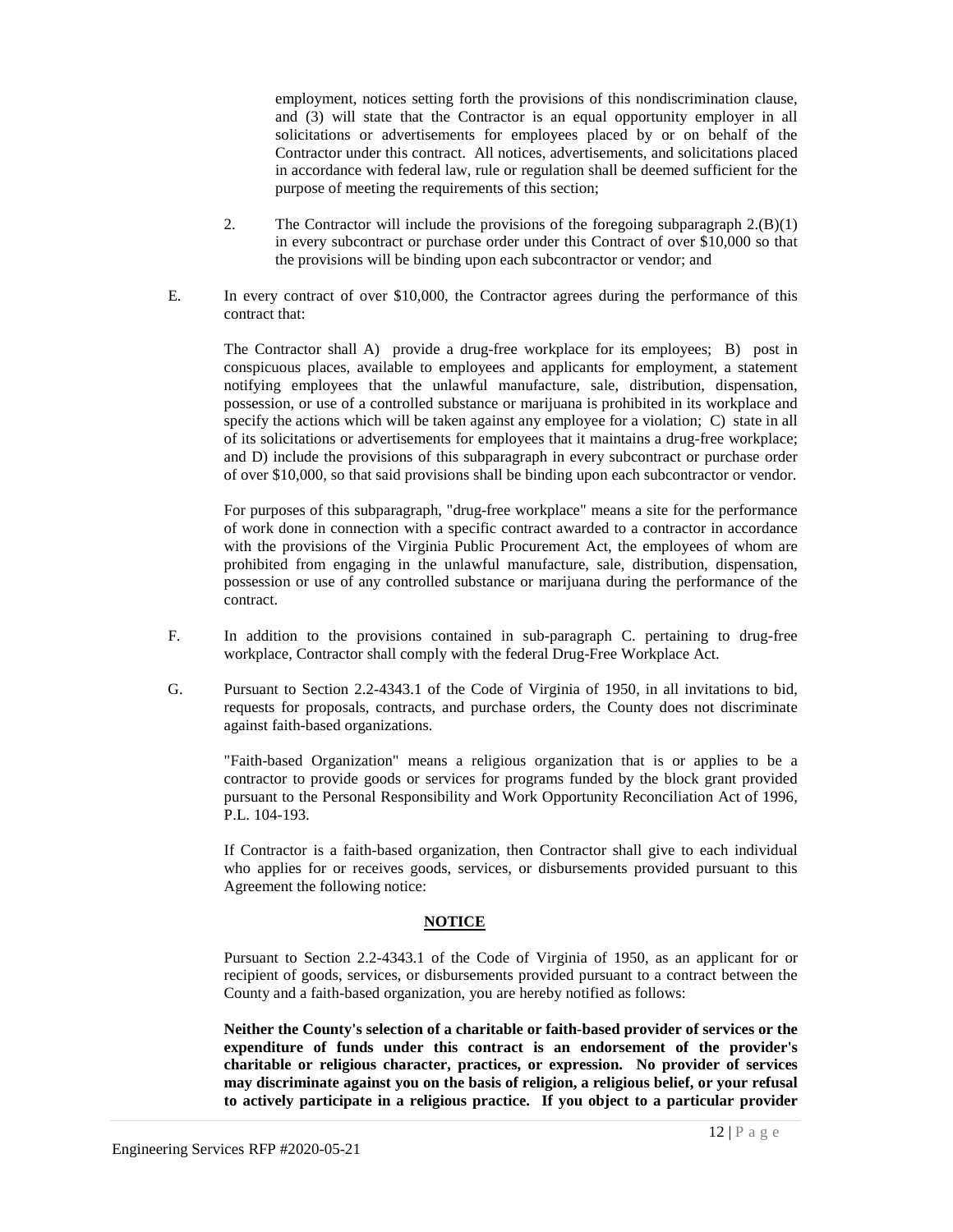employment, notices setting forth the provisions of this nondiscrimination clause, and (3) will state that the Contractor is an equal opportunity employer in all solicitations or advertisements for employees placed by or on behalf of the Contractor under this contract. All notices, advertisements, and solicitations placed in accordance with federal law, rule or regulation shall be deemed sufficient for the purpose of meeting the requirements of this section;

2. The Contractor will include the provisions of the foregoing subparagraph 2.(B)(1) in every subcontract or purchase order under this Contract of over $10,000 so that the provisions will be binding upon each subcontractor or vendor; and

E. In every contract of over $10,000, the Contractor agrees during the performance of this contract that:

The Contractor shall A) provide a drug-free workplace for its employees; B) post in conspicuous places, available to employees and applicants for employment, a statement notifying employees that the unlawful manufacture, sale, distribution, dispensation, possession, or use of a controlled substance or marijuana is prohibited in its workplace and specify the actions which will be taken against any employee for a violation; C) state in all of its solicitations or advertisements for employees that it maintains a drug-free workplace; and D) include the provisions of this subparagraph in every subcontract or purchase order of over $10,000, so that said provisions shall be binding upon each subcontractor or vendor.

For purposes of this subparagraph, "drug-free workplace" means a site for the performance of work done in connection with a specific contract awarded to a contractor in accordance with the provisions of the Virginia Public Procurement Act, the employees of whom are prohibited from engaging in the unlawful manufacture, sale, distribution, dispensation, possession or use of any controlled substance or marijuana during the performance of the contract.

F. In addition to the provisions contained in sub-paragraph C. pertaining to drug-free workplace, Contractor shall comply with the federal Drug-Free Workplace Act.

G. Pursuant to Section 2.2-4343.1 of the Code of Virginia of 1950, in all invitations to bid, requests for proposals, contracts, and purchase orders, the County does not discriminate against faith-based organizations.

"Faith-based Organization" means a religious organization that is or applies to be a contractor to provide goods or services for programs funded by the block grant provided pursuant to the Personal Responsibility and Work Opportunity Reconciliation Act of 1996, P.L. 104-193.

If Contractor is a faith-based organization, then Contractor shall give to each individual who applies for or receives goods, services, or disbursements provided pursuant to this Agreement the following notice:

**NOTICE**

Pursuant to Section 2.2-4343.1 of the Code of Virginia of 1950, as an applicant for or recipient of goods, services, or disbursements provided pursuant to a contract between the County and a faith-based organization, you are hereby notified as follows:

**Neither the County's selection of a charitable or faith-based provider of services or the expenditure of funds under this contract is an endorsement of the provider's charitable or religious character, practices, or expression. No provider of services may discriminate against you on the basis of religion, a religious belief, or your refusal to actively participate in a religious practice. If you object to a particular provider**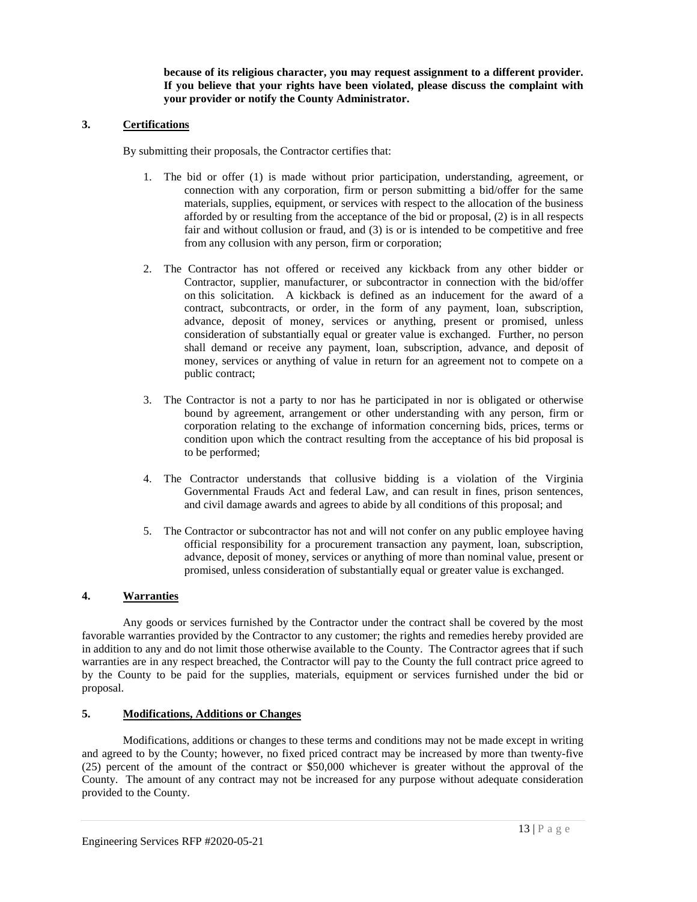**because of its religious character, you may request assignment to a different provider. If you believe that your rights have been violated, please discuss the complaint with your provider or notify the County Administrator.**

## 3. Certifications

By submitting their proposals, the Contractor certifies that:

1. The bid or offer (1) is made without prior participation, understanding, agreement, or connection with any corporation, firm or person submitting a bid/offer for the same materials, supplies, equipment, or services with respect to the allocation of the business afforded by or resulting from the acceptance of the bid or proposal, (2) is in all respects fair and without collusion or fraud, and (3) is or is intended to be competitive and free from any collusion with any person, firm or corporation;

2. The Contractor has not offered or received any kickback from any other bidder or Contractor, supplier, manufacturer, or subcontractor in connection with the bid/offer on this solicitation. A kickback is defined as an inducement for the award of a contract, subcontracts, or order, in the form of any payment, loan, subscription, advance, deposit of money, services or anything, present or promised, unless consideration of substantially equal or greater value is exchanged. Further, no person shall demand or receive any payment, loan, subscription, advance, and deposit of money, services or anything of value in return for an agreement not to compete on a public contract;

3. The Contractor is not a party to nor has he participated in nor is obligated or otherwise bound by agreement, arrangement or other understanding with any person, firm or corporation relating to the exchange of information concerning bids, prices, terms or condition upon which the contract resulting from the acceptance of his bid proposal is to be performed;

4. The Contractor understands that collusive bidding is a violation of the Virginia Governmental Frauds Act and federal Law, and can result in fines, prison sentences, and civil damage awards and agrees to abide by all conditions of this proposal; and

5. The Contractor or subcontractor has not and will not confer on any public employee having official responsibility for a procurement transaction any payment, loan, subscription, advance, deposit of money, services or anything of more than nominal value, present or promised, unless consideration of substantially equal or greater value is exchanged.

## 4. Warranties

Any goods or services furnished by the Contractor under the contract shall be covered by the most favorable warranties provided by the Contractor to any customer; the rights and remedies hereby provided are in addition to any and do not limit those otherwise available to the County. The Contractor agrees that if such warranties are in any respect breached, the Contractor will pay to the County the full contract price agreed to by the County to be paid for the supplies, materials, equipment or services furnished under the bid or proposal.

## 5. Modifications, Additions or Changes

Modifications, additions or changes to these terms and conditions may not be made except in writing and agreed to by the County; however, no fixed priced contract may be increased by more than twenty-five (25) percent of the amount of the contract or $50,000 whichever is greater without the approval of the County. The amount of any contract may not be increased for any purpose without adequate consideration provided to the County.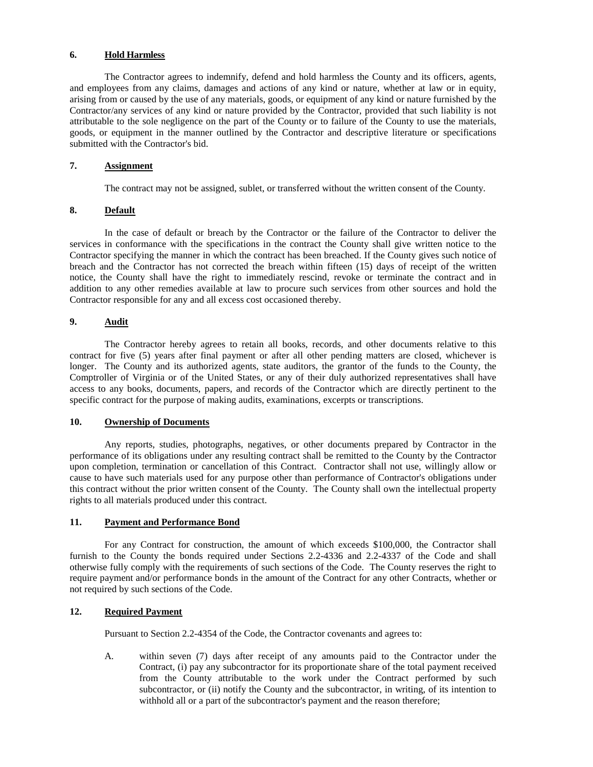## 6. Hold Harmless

The Contractor agrees to indemnify, defend and hold harmless the County and its officers, agents, and employees from any claims, damages and actions of any kind or nature, whether at law or in equity, arising from or caused by the use of any materials, goods, or equipment of any kind or nature furnished by the Contractor/any services of any kind or nature provided by the Contractor, provided that such liability is not attributable to the sole negligence on the part of the County or to failure of the County to use the materials, goods, or equipment in the manner outlined by the Contractor and descriptive literature or specifications submitted with the Contractor's bid.

## 7. Assignment

The contract may not be assigned, sublet, or transferred without the written consent of the County.

## 8. Default

In the case of default or breach by the Contractor or the failure of the Contractor to deliver the services in conformance with the specifications in the contract the County shall give written notice to the Contractor specifying the manner in which the contract has been breached. If the County gives such notice of breach and the Contractor has not corrected the breach within fifteen (15) days of receipt of the written notice, the County shall have the right to immediately rescind, revoke or terminate the contract and in addition to any other remedies available at law to procure such services from other sources and hold the Contractor responsible for any and all excess cost occasioned thereby.

## 9. Audit

The Contractor hereby agrees to retain all books, records, and other documents relative to this contract for five (5) years after final payment or after all other pending matters are closed, whichever is longer. The County and its authorized agents, state auditors, the grantor of the funds to the County, the Comptroller of Virginia or of the United States, or any of their duly authorized representatives shall have access to any books, documents, papers, and records of the Contractor which are directly pertinent to the specific contract for the purpose of making audits, examinations, excerpts or transcriptions.

## 10. Ownership of Documents

Any reports, studies, photographs, negatives, or other documents prepared by Contractor in the performance of its obligations under any resulting contract shall be remitted to the County by the Contractor upon completion, termination or cancellation of this Contract. Contractor shall not use, willingly allow or cause to have such materials used for any purpose other than performance of Contractor's obligations under this contract without the prior written consent of the County. The County shall own the intellectual property rights to all materials produced under this contract.

## 11. Payment and Performance Bond

For any Contract for construction, the amount of which exceeds $100,000, the Contractor shall furnish to the County the bonds required under Sections 2.2-4336 and 2.2-4337 of the Code and shall otherwise fully comply with the requirements of such sections of the Code. The County reserves the right to require payment and/or performance bonds in the amount of the Contract for any other Contracts, whether or not required by such sections of the Code.

## 12. Required Payment

Pursuant to Section 2.2-4354 of the Code, the Contractor covenants and agrees to:

A. within seven (7) days after receipt of any amounts paid to the Contractor under the Contract, (i) pay any subcontractor for its proportionate share of the total payment received from the County attributable to the work under the Contract performed by such subcontractor, or (ii) notify the County and the subcontractor, in writing, of its intention to withhold all or a part of the subcontractor's payment and the reason therefore;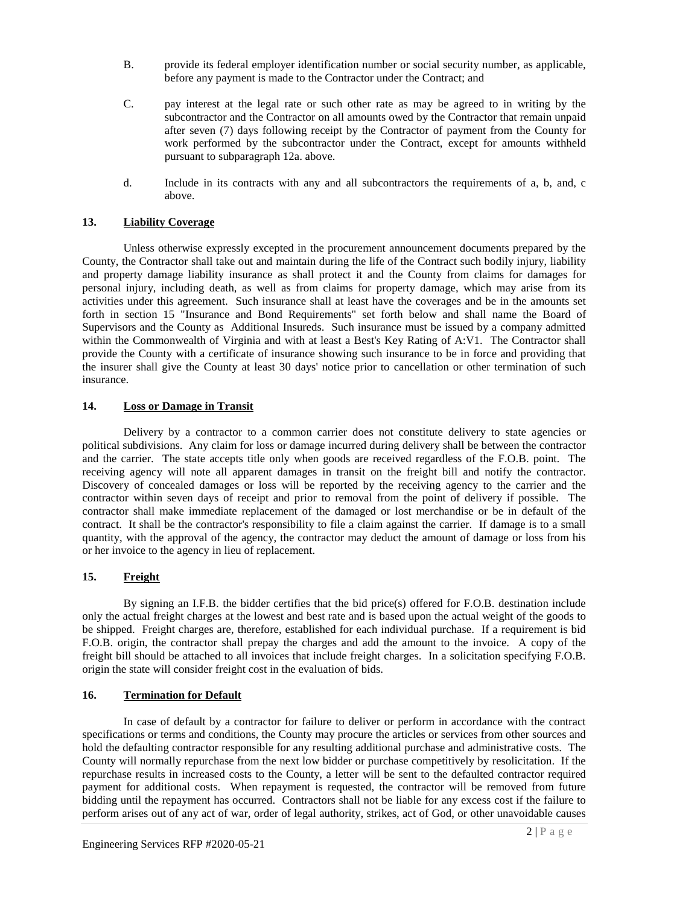B. provide its federal employer identification number or social security number, as applicable, before any payment is made to the Contractor under the Contract; and

C. pay interest at the legal rate or such other rate as may be agreed to in writing by the subcontractor and the Contractor on all amounts owed by the Contractor that remain unpaid after seven (7) days following receipt by the Contractor of payment from the County for work performed by the subcontractor under the Contract, except for amounts withheld pursuant to subparagraph 12a. above.

d. Include in its contracts with any and all subcontractors the requirements of a, b, and, c above.

**13. Liability Coverage**

Unless otherwise expressly excepted in the procurement announcement documents prepared by the County, the Contractor shall take out and maintain during the life of the Contract such bodily injury, liability and property damage liability insurance as shall protect it and the County from claims for damages for personal injury, including death, as well as from claims for property damage, which may arise from its activities under this agreement. Such insurance shall at least have the coverages and be in the amounts set forth in section 15 "Insurance and Bond Requirements" set forth below and shall name the Board of Supervisors and the County as Additional Insureds. Such insurance must be issued by a company admitted within the Commonwealth of Virginia and with at least a Best's Key Rating of A:V1. The Contractor shall provide the County with a certificate of insurance showing such insurance to be in force and providing that the insurer shall give the County at least 30 days' notice prior to cancellation or other termination of such insurance.

**14. Loss or Damage in Transit**

Delivery by a contractor to a common carrier does not constitute delivery to state agencies or political subdivisions. Any claim for loss or damage incurred during delivery shall be between the contractor and the carrier. The state accepts title only when goods are received regardless of the F.O.B. point. The receiving agency will note all apparent damages in transit on the freight bill and notify the contractor. Discovery of concealed damages or loss will be reported by the receiving agency to the carrier and the contractor within seven days of receipt and prior to removal from the point of delivery if possible. The contractor shall make immediate replacement of the damaged or lost merchandise or be in default of the contract. It shall be the contractor's responsibility to file a claim against the carrier. If damage is to a small quantity, with the approval of the agency, the contractor may deduct the amount of damage or loss from his or her invoice to the agency in lieu of replacement.

**15. Freight**

By signing an I.F.B. the bidder certifies that the bid price(s) offered for F.O.B. destination include only the actual freight charges at the lowest and best rate and is based upon the actual weight of the goods to be shipped. Freight charges are, therefore, established for each individual purchase. If a requirement is bid F.O.B. origin, the contractor shall prepay the charges and add the amount to the invoice. A copy of the freight bill should be attached to all invoices that include freight charges. In a solicitation specifying F.O.B. origin the state will consider freight cost in the evaluation of bids.

**16. Termination for Default**

In case of default by a contractor for failure to deliver or perform in accordance with the contract specifications or terms and conditions, the County may procure the articles or services from other sources and hold the defaulting contractor responsible for any resulting additional purchase and administrative costs. The County will normally repurchase from the next low bidder or purchase competitively by resolicitation. If the repurchase results in increased costs to the County, a letter will be sent to the defaulted contractor required payment for additional costs. When repayment is requested, the contractor will be removed from future bidding until the repayment has occurred. Contractors shall not be liable for any excess cost if the failure to perform arises out of any act of war, order of legal authority, strikes, act of God, or other unavoidable causes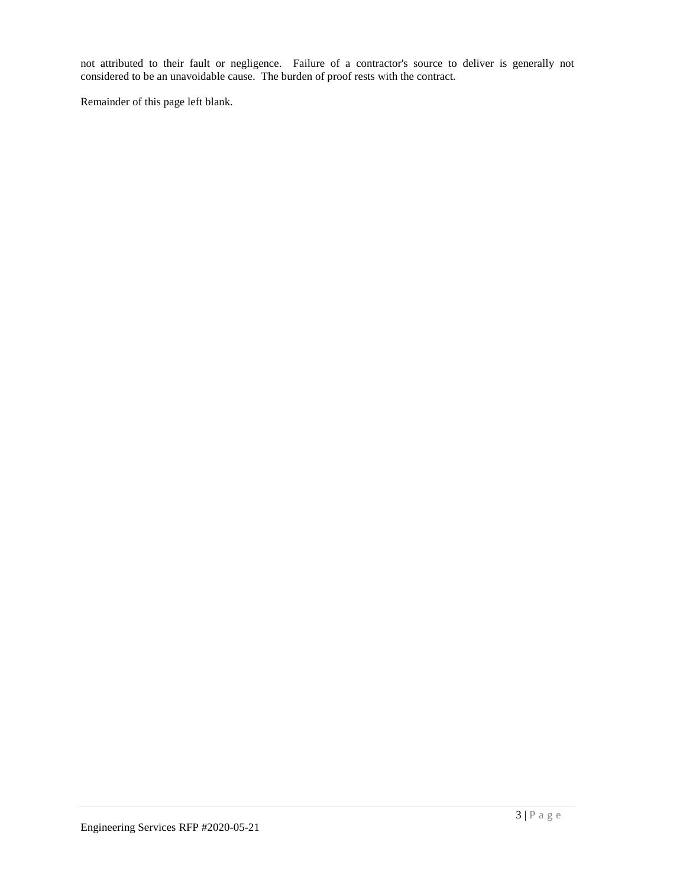not attributed to their fault or negligence. Failure of a contractor's source to deliver is generally not considered to be an unavoidable cause. The burden of proof rests with the contract.

Remainder of this page left blank.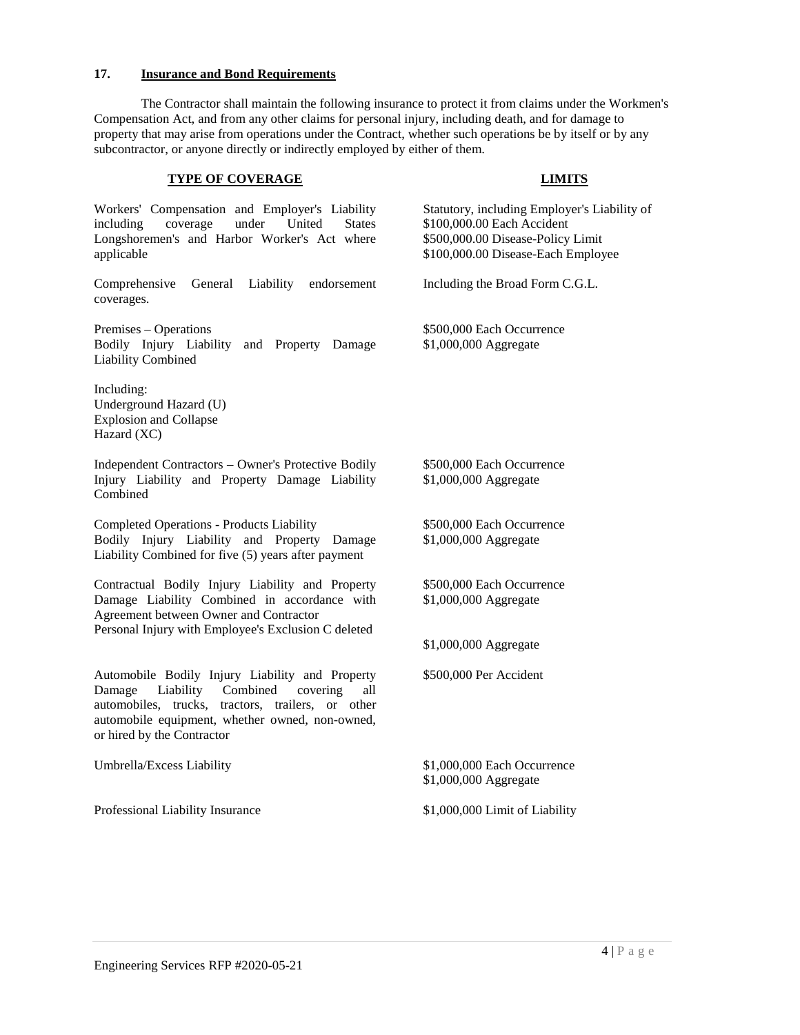## 17. Insurance and Bond Requirements

The Contractor shall maintain the following insurance to protect it from claims under the Workmen's Compensation Act, and from any other claims for personal injury, including death, and for damage to property that may arise from operations under the Contract, whether such operations be by itself or by any subcontractor, or anyone directly or indirectly employed by either of them.

| TYPE OF COVERAGE | LIMITS |
|---|---|
| Workers' Compensation and Employer's Liability including coverage under United States Longshoremen's and Harbor Worker's Act where applicable | Statutory, including Employer's Liability of<br>$100,000.00 Each Accident<br>$500,000.00 Disease-Policy Limit<br>$100,000.00 Disease-Each Employee |
| Comprehensive General Liability endorsement coverages. | Including the Broad Form C.G.L. |
| Premises – Operations<br>Bodily Injury Liability and Property Damage Liability Combined | $500,000 Each Occurrence<br>$1,000,000 Aggregate |
| Including:<br>Underground Hazard (U)<br>Explosion and Collapse<br>Hazard (XC) | |
| Independent Contractors – Owner's Protective Bodily Injury Liability and Property Damage Liability Combined | $500,000 Each Occurrence<br>$1,000,000 Aggregate |
| Completed Operations - Products Liability<br>Bodily Injury Liability and Property Damage Liability Combined for five (5) years after payment | $500,000 Each Occurrence<br>$1,000,000 Aggregate |
| Contractual Bodily Injury Liability and Property Damage Liability Combined in accordance with Agreement between Owner and Contractor | $500,000 Each Occurrence<br>$1,000,000 Aggregate |
| Personal Injury with Employee's Exclusion C deleted | $1,000,000 Aggregate |
| Automobile Bodily Injury Liability and Property Damage Liability Combined covering all automobiles, trucks, tractors, trailers, or other automobile equipment, whether owned, non-owned, or hired by the Contractor | $500,000 Per Accident |
| Umbrella/Excess Liability | $1,000,000 Each Occurrence<br>$1,000,000 Aggregate |
| Professional Liability Insurance | $1,000,000 Limit of Liability |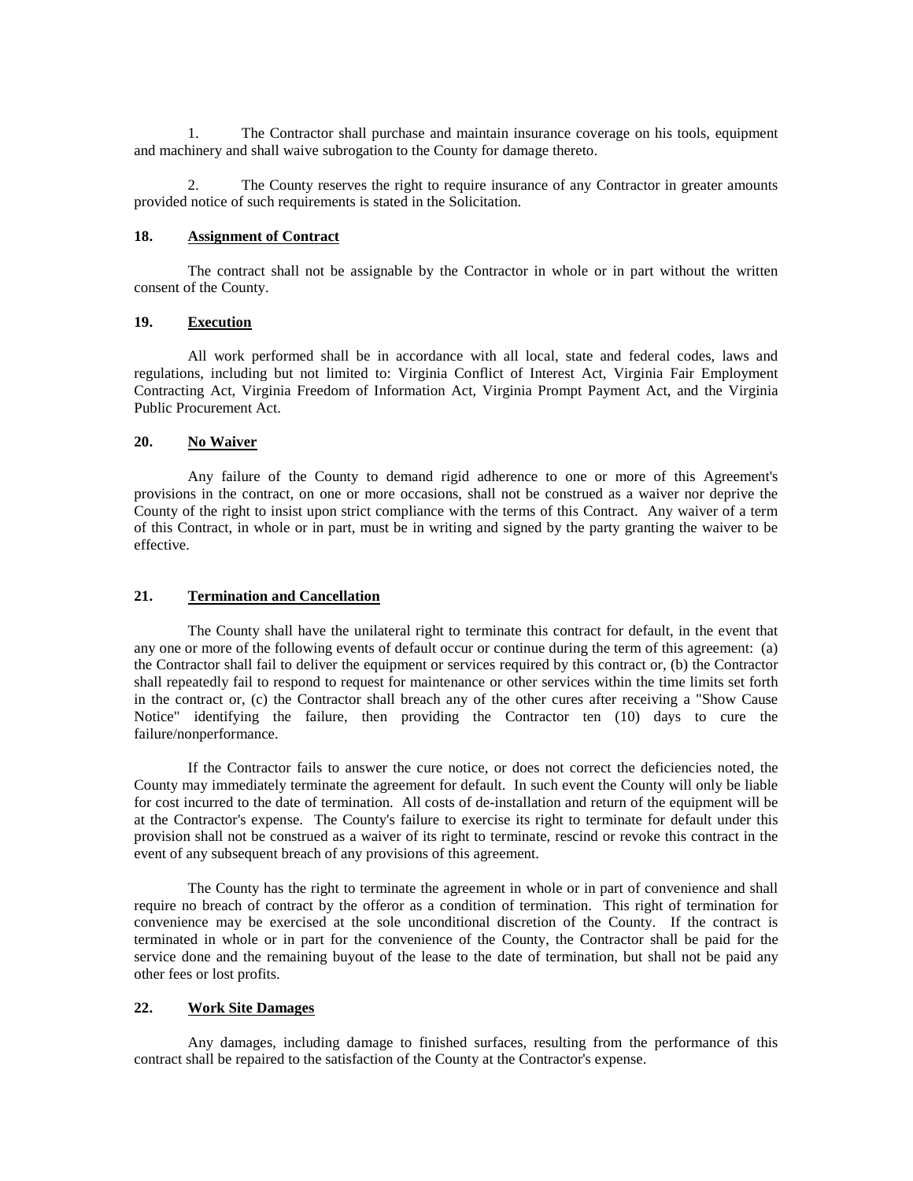1. The Contractor shall purchase and maintain insurance coverage on his tools, equipment and machinery and shall waive subrogation to the County for damage thereto.

2. The County reserves the right to require insurance of any Contractor in greater amounts provided notice of such requirements is stated in the Solicitation.

**18. Assignment of Contract**

The contract shall not be assignable by the Contractor in whole or in part without the written consent of the County.

**19. Execution**

All work performed shall be in accordance with all local, state and federal codes, laws and regulations, including but not limited to: Virginia Conflict of Interest Act, Virginia Fair Employment Contracting Act, Virginia Freedom of Information Act, Virginia Prompt Payment Act, and the Virginia Public Procurement Act.

**20. No Waiver**

Any failure of the County to demand rigid adherence to one or more of this Agreement's provisions in the contract, on one or more occasions, shall not be construed as a waiver nor deprive the County of the right to insist upon strict compliance with the terms of this Contract. Any waiver of a term of this Contract, in whole or in part, must be in writing and signed by the party granting the waiver to be effective.

**21. Termination and Cancellation**

The County shall have the unilateral right to terminate this contract for default, in the event that any one or more of the following events of default occur or continue during the term of this agreement: (a) the Contractor shall fail to deliver the equipment or services required by this contract or, (b) the Contractor shall repeatedly fail to respond to request for maintenance or other services within the time limits set forth in the contract or, (c) the Contractor shall breach any of the other cures after receiving a "Show Cause Notice" identifying the failure, then providing the Contractor ten (10) days to cure the failure/nonperformance.

If the Contractor fails to answer the cure notice, or does not correct the deficiencies noted, the County may immediately terminate the agreement for default. In such event the County will only be liable for cost incurred to the date of termination. All costs of de-installation and return of the equipment will be at the Contractor's expense. The County's failure to exercise its right to terminate for default under this provision shall not be construed as a waiver of its right to terminate, rescind or revoke this contract in the event of any subsequent breach of any provisions of this agreement.

The County has the right to terminate the agreement in whole or in part of convenience and shall require no breach of contract by the offeror as a condition of termination. This right of termination for convenience may be exercised at the sole unconditional discretion of the County. If the contract is terminated in whole or in part for the convenience of the County, the Contractor shall be paid for the service done and the remaining buyout of the lease to the date of termination, but shall not be paid any other fees or lost profits.

**22. Work Site Damages**

Any damages, including damage to finished surfaces, resulting from the performance of this contract shall be repaired to the satisfaction of the County at the Contractor's expense.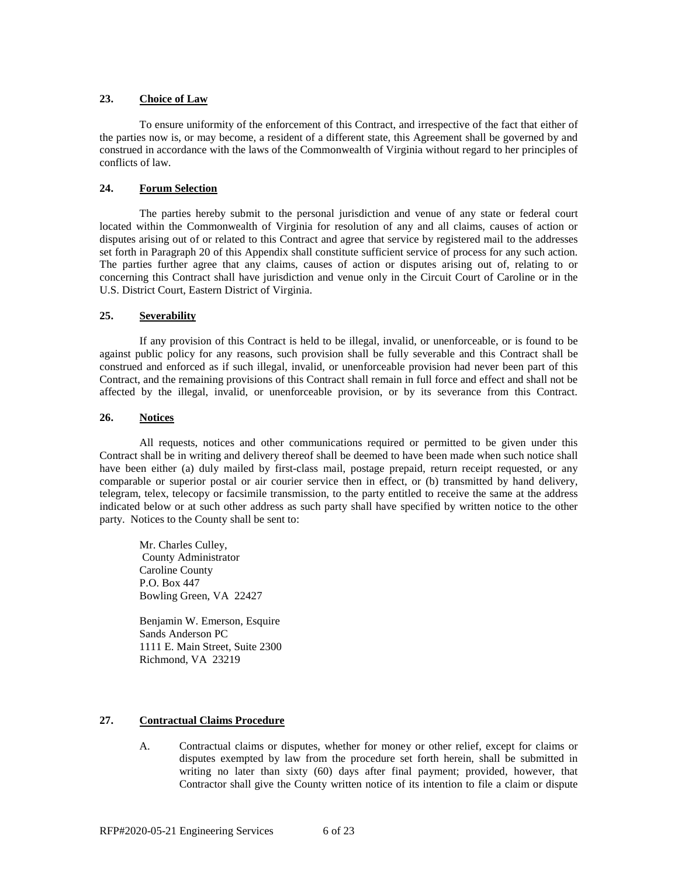## 23. Choice of Law

To ensure uniformity of the enforcement of this Contract, and irrespective of the fact that either of the parties now is, or may become, a resident of a different state, this Agreement shall be governed by and construed in accordance with the laws of the Commonwealth of Virginia without regard to her principles of conflicts of law.

## 24. Forum Selection

The parties hereby submit to the personal jurisdiction and venue of any state or federal court located within the Commonwealth of Virginia for resolution of any and all claims, causes of action or disputes arising out of or related to this Contract and agree that service by registered mail to the addresses set forth in Paragraph 20 of this Appendix shall constitute sufficient service of process for any such action. The parties further agree that any claims, causes of action or disputes arising out of, relating to or concerning this Contract shall have jurisdiction and venue only in the Circuit Court of Caroline or in the U.S. District Court, Eastern District of Virginia.

## 25. Severability

If any provision of this Contract is held to be illegal, invalid, or unenforceable, or is found to be against public policy for any reasons, such provision shall be fully severable and this Contract shall be construed and enforced as if such illegal, invalid, or unenforceable provision had never been part of this Contract, and the remaining provisions of this Contract shall remain in full force and effect and shall not be affected by the illegal, invalid, or unenforceable provision, or by its severance from this Contract.

## 26. Notices

All requests, notices and other communications required or permitted to be given under this Contract shall be in writing and delivery thereof shall be deemed to have been made when such notice shall have been either (a) duly mailed by first-class mail, postage prepaid, return receipt requested, or any comparable or superior postal or air courier service then in effect, or (b) transmitted by hand delivery, telegram, telex, telecopy or facsimile transmission, to the party entitled to receive the same at the address indicated below or at such other address as such party shall have specified by written notice to the other party. Notices to the County shall be sent to:

Mr. Charles Culley,
County Administrator
Caroline County
P.O. Box 447
Bowling Green, VA 22427

Benjamin W. Emerson, Esquire
Sands Anderson PC
1111 E. Main Street, Suite 2300
Richmond, VA 23219

## 27. Contractual Claims Procedure

A. Contractual claims or disputes, whether for money or other relief, except for claims or disputes exempted by law from the procedure set forth herein, shall be submitted in writing no later than sixty (60) days after final payment; provided, however, that Contractor shall give the County written notice of its intention to file a claim or dispute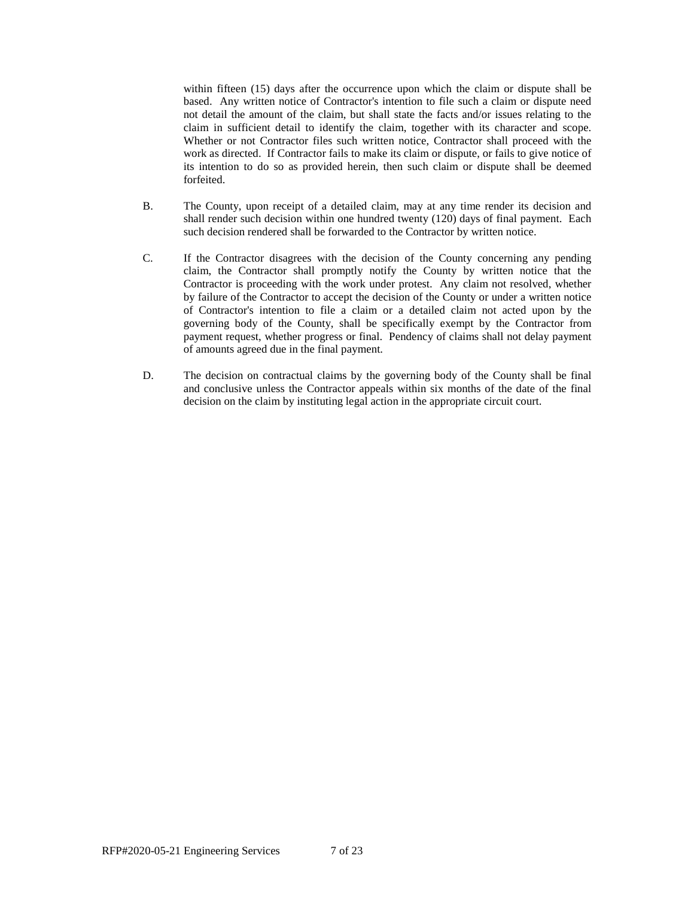within fifteen (15) days after the occurrence upon which the claim or dispute shall be based. Any written notice of Contractor's intention to file such a claim or dispute need not detail the amount of the claim, but shall state the facts and/or issues relating to the claim in sufficient detail to identify the claim, together with its character and scope. Whether or not Contractor files such written notice, Contractor shall proceed with the work as directed. If Contractor fails to make its claim or dispute, or fails to give notice of its intention to do so as provided herein, then such claim or dispute shall be deemed forfeited.

B. The County, upon receipt of a detailed claim, may at any time render its decision and shall render such decision within one hundred twenty (120) days of final payment. Each such decision rendered shall be forwarded to the Contractor by written notice.

C. If the Contractor disagrees with the decision of the County concerning any pending claim, the Contractor shall promptly notify the County by written notice that the Contractor is proceeding with the work under protest. Any claim not resolved, whether by failure of the Contractor to accept the decision of the County or under a written notice of Contractor's intention to file a claim or a detailed claim not acted upon by the governing body of the County, shall be specifically exempt by the Contractor from payment request, whether progress or final. Pendency of claims shall not delay payment of amounts agreed due in the final payment.

D. The decision on contractual claims by the governing body of the County shall be final and conclusive unless the Contractor appeals within six months of the date of the final decision on the claim by instituting legal action in the appropriate circuit court.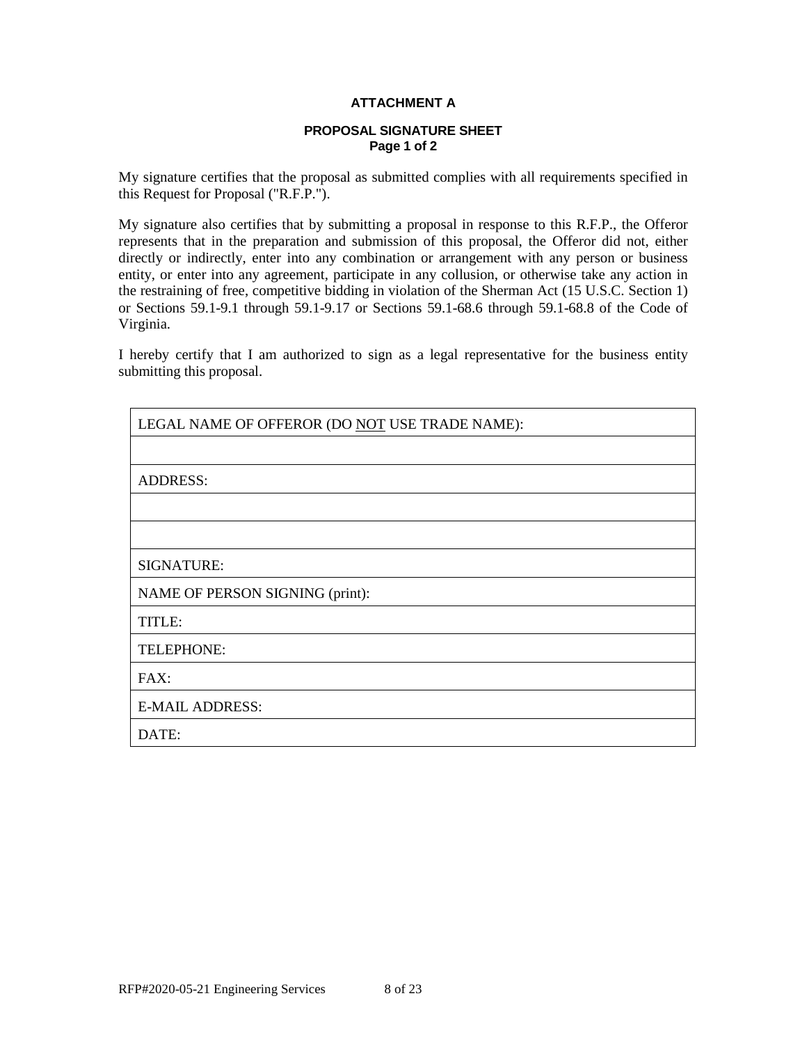## ATTACHMENT A

### PROPOSAL SIGNATURE SHEET
**Page 1 of 2**

My signature certifies that the proposal as submitted complies with all requirements specified in this Request for Proposal ("R.F.P.").

My signature also certifies that by submitting a proposal in response to this R.F.P., the Offeror represents that in the preparation and submission of this proposal, the Offeror did not, either directly or indirectly, enter into any combination or arrangement with any person or business entity, or enter into any agreement, participate in any collusion, or otherwise take any action in the restraining of free, competitive bidding in violation of the Sherman Act (15 U.S.C. Section 1) or Sections 59.1-9.1 through 59.1-9.17 or Sections 59.1-68.6 through 59.1-68.8 of the Code of Virginia.

I hereby certify that I am authorized to sign as a legal representative for the business entity submitting this proposal.

| LEGAL NAME OF OFFEROR (DO NOT USE TRADE NAME): |
|---|
| |
| ADDRESS: |
| |
| |
| SIGNATURE: |
| NAME OF PERSON SIGNING (print): |
| TITLE: |
| TELEPHONE: |
| FAX: |
| E-MAIL ADDRESS: |
| DATE: |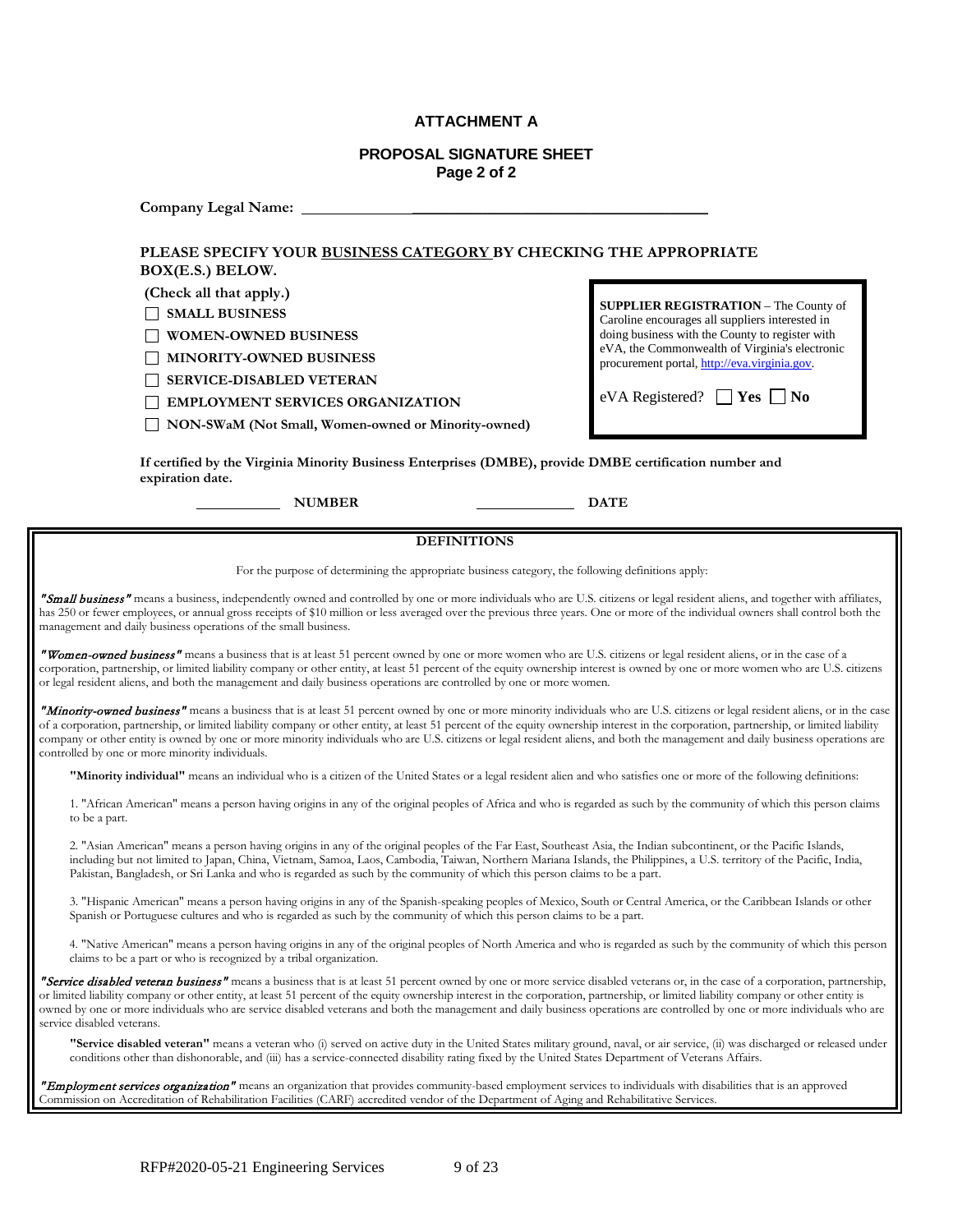# ATTACHMENT A

## PROPOSAL SIGNATURE SHEET

**Page 2 of 2**

**Company Legal Name:** ______________________________________________

**PLEASE SPECIFY YOUR BUSINESS CATEGORY BY CHECKING THE APPROPRIATE BOX(E.S.) BELOW.**

**(Check all that apply.)**

- ☐ **SMALL BUSINESS**
- ☐ **WOMEN-OWNED BUSINESS**
- ☐ **MINORITY-OWNED BUSINESS**
- ☐ **SERVICE-DISABLED VETERAN**
- ☐ **EMPLOYMENT SERVICES ORGANIZATION**
- ☐ **NON-SWaM (Not Small, Women-owned or Minority-owned)**

**SUPPLIER REGISTRATION** – The County of Caroline encourages all suppliers interested in doing business with the County to register with eVA, the Commonwealth of Virginia's electronic procurement portal, http://eva.virginia.gov.

eVA Registered? ☐ **Yes** ☐ **No**

**If certified by the Virginia Minority Business Enterprises (DMBE), provide DMBE certification number and expiration date.**

__________ **NUMBER** __________ **DATE**

**DEFINITIONS**

For the purpose of determining the appropriate business category, the following definitions apply:

***"Small business"*** means a business, independently owned and controlled by one or more individuals who are U.S. citizens or legal resident aliens, and together with affiliates, has 250 or fewer employees, or annual gross receipts of $10 million or less averaged over the previous three years. One or more of the individual owners shall control both the management and daily business operations of the small business.

***"Women-owned business"*** means a business that is at least 51 percent owned by one or more women who are U.S. citizens or legal resident aliens, or in the case of a corporation, partnership, or limited liability company or other entity, at least 51 percent of the equity ownership interest is owned by one or more women who are U.S. citizens or legal resident aliens, and both the management and daily business operations are controlled by one or more women.

***"Minority-owned business"*** means a business that is at least 51 percent owned by one or more minority individuals who are U.S. citizens or legal resident aliens, or in the case of a corporation, partnership, or limited liability company or other entity, at least 51 percent of the equity ownership interest in the corporation, partnership, or limited liability company or other entity is owned by one or more minority individuals who are U.S. citizens or legal resident aliens, and both the management and daily business operations are controlled by one or more minority individuals.

**"Minority individual"** means an individual who is a citizen of the United States or a legal resident alien and who satisfies one or more of the following definitions:

1. "African American" means a person having origins in any of the original peoples of Africa and who is regarded as such by the community of which this person claims to be a part.

2. "Asian American" means a person having origins in any of the original peoples of the Far East, Southeast Asia, the Indian subcontinent, or the Pacific Islands, including but not limited to Japan, China, Vietnam, Samoa, Laos, Cambodia, Taiwan, Northern Mariana Islands, the Philippines, a U.S. territory of the Pacific, India, Pakistan, Bangladesh, or Sri Lanka and who is regarded as such by the community of which this person claims to be a part.

3. "Hispanic American" means a person having origins in any of the Spanish-speaking peoples of Mexico, South or Central America, or the Caribbean Islands or other Spanish or Portuguese cultures and who is regarded as such by the community of which this person claims to be a part.

4. "Native American" means a person having origins in any of the original peoples of North America and who is regarded as such by the community of which this person claims to be a part or who is recognized by a tribal organization.

***"Service disabled veteran business"*** means a business that is at least 51 percent owned by one or more service disabled veterans or, in the case of a corporation, partnership, or limited liability company or other entity, at least 51 percent of the equity ownership interest in the corporation, partnership, or limited liability company or other entity is owned by one or more individuals who are service disabled veterans and both the management and daily business operations are controlled by one or more individuals who are service disabled veterans.

**"Service disabled veteran"** means a veteran who (i) served on active duty in the United States military ground, naval, or air service, (ii) was discharged or released under conditions other than dishonorable, and (iii) has a service-connected disability rating fixed by the United States Department of Veterans Affairs.

***"Employment services organization"*** means an organization that provides community-based employment services to individuals with disabilities that is an approved Commission on Accreditation of Rehabilitation Facilities (CARF) accredited vendor of the Department of Aging and Rehabilitative Services.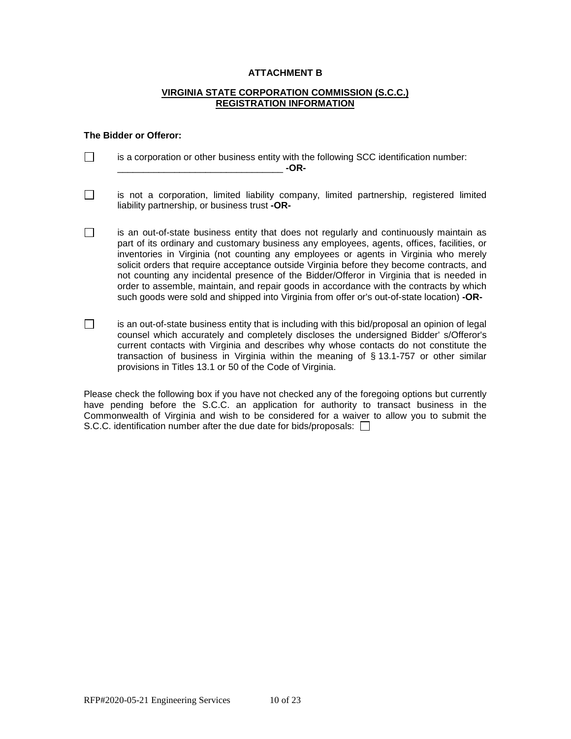**ATTACHMENT B**

**VIRGINIA STATE CORPORATION COMMISSION (S.C.C.) REGISTRATION INFORMATION**

**The Bidder or Offeror:**

☐ is a corporation or other business entity with the following SCC identification number: _______________________________ **-OR-**

☐ is not a corporation, limited liability company, limited partnership, registered limited liability partnership, or business trust **-OR-**

☐ is an out-of-state business entity that does not regularly and continuously maintain as part of its ordinary and customary business any employees, agents, offices, facilities, or inventories in Virginia (not counting any employees or agents in Virginia who merely solicit orders that require acceptance outside Virginia before they become contracts, and not counting any incidental presence of the Bidder/Offeror in Virginia that is needed in order to assemble, maintain, and repair goods in accordance with the contracts by which such goods were sold and shipped into Virginia from offer or's out-of-state location) **-OR-**

☐ is an out-of-state business entity that is including with this bid/proposal an opinion of legal counsel which accurately and completely discloses the undersigned Bidder' s/Offeror's current contacts with Virginia and describes why whose contacts do not constitute the transaction of business in Virginia within the meaning of § 13.1-757 or other similar provisions in Titles 13.1 or 50 of the Code of Virginia.

Please check the following box if you have not checked any of the foregoing options but currently have pending before the S.C.C. an application for authority to transact business in the Commonwealth of Virginia and wish to be considered for a waiver to allow you to submit the S.C.C. identification number after the due date for bids/proposals: ☐